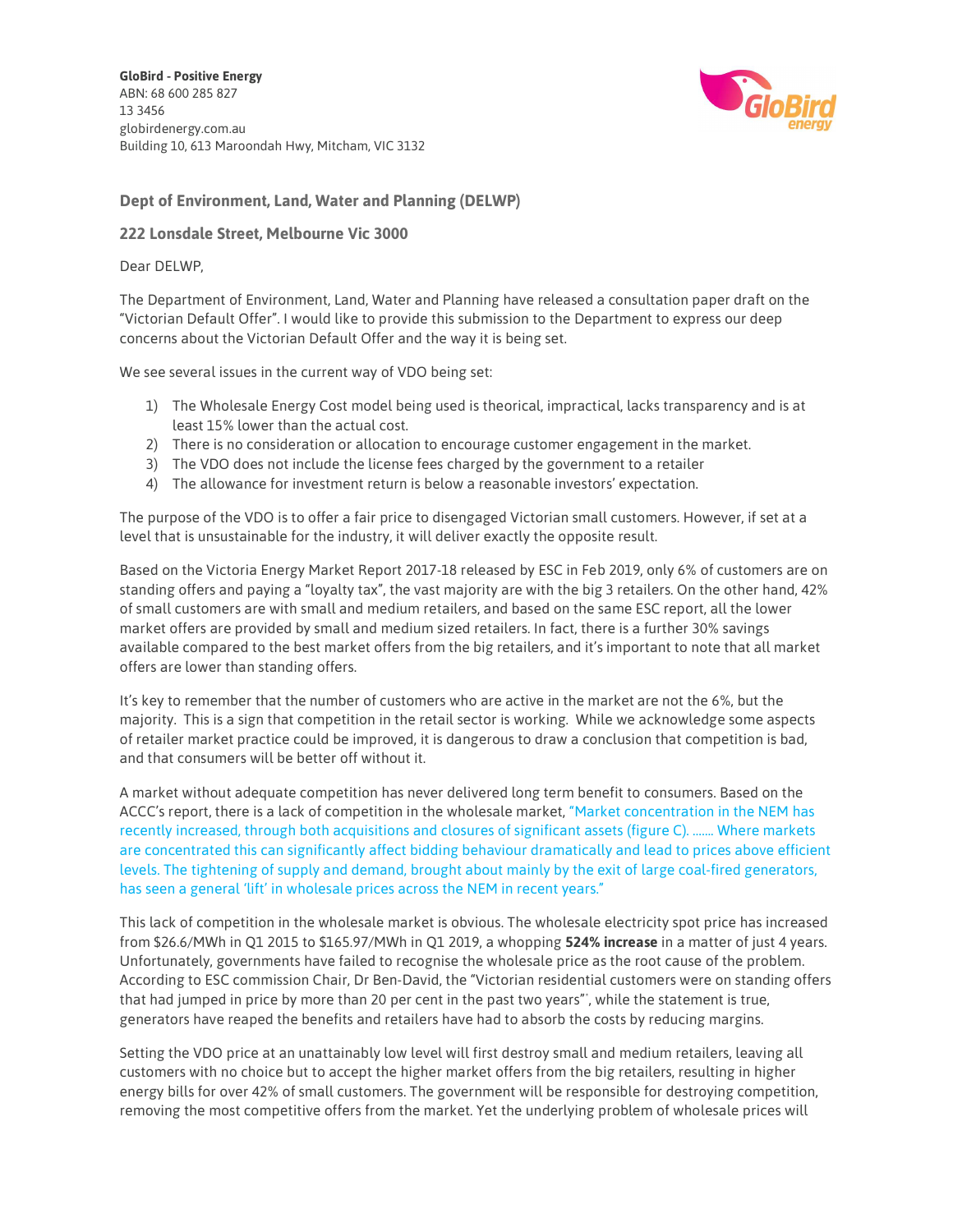**GloBird - Positive Energy**
ABN: 68 600 285 827
13 3456
globirdenergy.com.au
Building 10, 613 Maroondah Hwy, Mitcham, VIC 3132

**Dept of Environment, Land, Water and Planning (DELWP)**

**222 Lonsdale Street, Melbourne Vic 3000**

Dear DELWP,

The Department of Environment, Land, Water and Planning have released a consultation paper draft on the "Victorian Default Offer". I would like to provide this submission to the Department to express our deep concerns about the Victorian Default Offer and the way it is being set.

We see several issues in the current way of VDO being set:

1) The Wholesale Energy Cost model being used is theorical, impractical, lacks transparency and is at least 15% lower than the actual cost.
2) There is no consideration or allocation to encourage customer engagement in the market.
3) The VDO does not include the license fees charged by the government to a retailer
4) The allowance for investment return is below a reasonable investors' expectation.

The purpose of the VDO is to offer a fair price to disengaged Victorian small customers. However, if set at a level that is unsustainable for the industry, it will deliver exactly the opposite result.

Based on the Victoria Energy Market Report 2017-18 released by ESC in Feb 2019, only 6% of customers are on standing offers and paying a "loyalty tax", the vast majority are with the big 3 retailers. On the other hand, 42% of small customers are with small and medium retailers, and based on the same ESC report, all the lower market offers are provided by small and medium sized retailers. In fact, there is a further 30% savings available compared to the best market offers from the big retailers, and it's important to note that all market offers are lower than standing offers.

It's key to remember that the number of customers who are active in the market are not the 6%, but the majority. This is a sign that competition in the retail sector is working. While we acknowledge some aspects of retailer market practice could be improved, it is dangerous to draw a conclusion that competition is bad, and that consumers will be better off without it.

A market without adequate competition has never delivered long term benefit to consumers. Based on the ACCC's report, there is a lack of competition in the wholesale market, "Market concentration in the NEM has recently increased, through both acquisitions and closures of significant assets (figure C). ....... Where markets are concentrated this can significantly affect bidding behaviour dramatically and lead to prices above efficient levels. The tightening of supply and demand, brought about mainly by the exit of large coal-fired generators, has seen a general 'lift' in wholesale prices across the NEM in recent years."

This lack of competition in the wholesale market is obvious. The wholesale electricity spot price has increased from $26.6/MWh in Q1 2015 to $165.97/MWh in Q1 2019, a whopping **524% increase** in a matter of just 4 years. Unfortunately, governments have failed to recognise the wholesale price as the root cause of the problem. According to ESC commission Chair, Dr Ben-David, the "Victorian residential customers were on standing offers that had jumped in price by more than 20 per cent in the past two years"[i], while the statement is true, generators have reaped the benefits and retailers have had to absorb the costs by reducing margins.

Setting the VDO price at an unattainably low level will first destroy small and medium retailers, leaving all customers with no choice but to accept the higher market offers from the big retailers, resulting in higher energy bills for over 42% of small customers. The government will be responsible for destroying competition, removing the most competitive offers from the market. Yet the underlying problem of wholesale prices will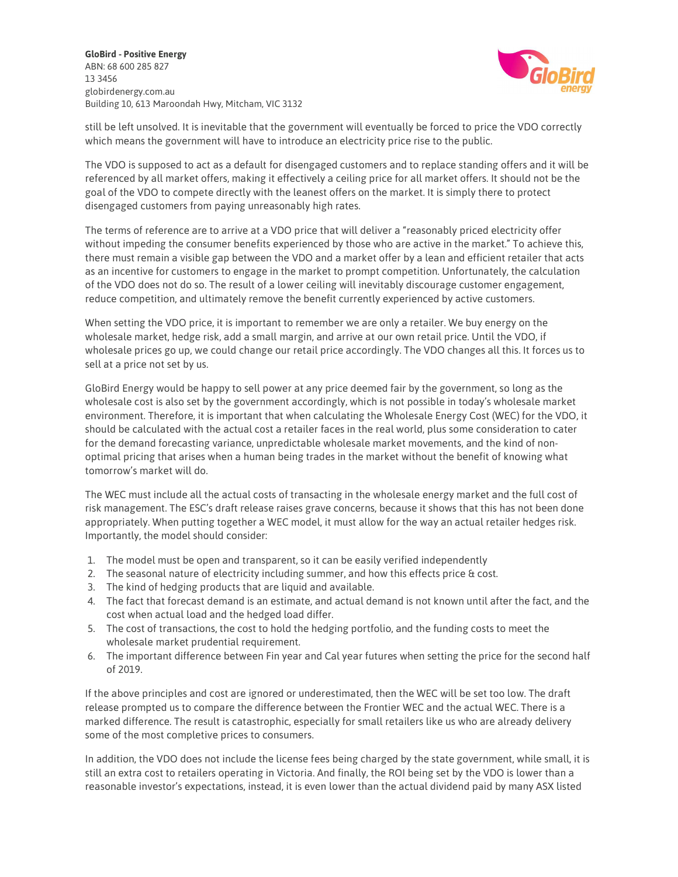still be left unsolved. It is inevitable that the government will eventually be forced to price the VDO correctly which means the government will have to introduce an electricity price rise to the public.

The VDO is supposed to act as a default for disengaged customers and to replace standing offers and it will be referenced by all market offers, making it effectively a ceiling price for all market offers. It should not be the goal of the VDO to compete directly with the leanest offers on the market. It is simply there to protect disengaged customers from paying unreasonably high rates.

The terms of reference are to arrive at a VDO price that will deliver a "reasonably priced electricity offer without impeding the consumer benefits experienced by those who are active in the market." To achieve this, there must remain a visible gap between the VDO and a market offer by a lean and efficient retailer that acts as an incentive for customers to engage in the market to prompt competition. Unfortunately, the calculation of the VDO does not do so. The result of a lower ceiling will inevitably discourage customer engagement, reduce competition, and ultimately remove the benefit currently experienced by active customers.

When setting the VDO price, it is important to remember we are only a retailer. We buy energy on the wholesale market, hedge risk, add a small margin, and arrive at our own retail price. Until the VDO, if wholesale prices go up, we could change our retail price accordingly. The VDO changes all this. It forces us to sell at a price not set by us.

GloBird Energy would be happy to sell power at any price deemed fair by the government, so long as the wholesale cost is also set by the government accordingly, which is not possible in today's wholesale market environment. Therefore, it is important that when calculating the Wholesale Energy Cost (WEC) for the VDO, it should be calculated with the actual cost a retailer faces in the real world, plus some consideration to cater for the demand forecasting variance, unpredictable wholesale market movements, and the kind of non-optimal pricing that arises when a human being trades in the market without the benefit of knowing what tomorrow's market will do.

The WEC must include all the actual costs of transacting in the wholesale energy market and the full cost of risk management. The ESC's draft release raises grave concerns, because it shows that this has not been done appropriately. When putting together a WEC model, it must allow for the way an actual retailer hedges risk. Importantly, the model should consider:

1. The model must be open and transparent, so it can be easily verified independently
2. The seasonal nature of electricity including summer, and how this effects price & cost.
3. The kind of hedging products that are liquid and available.
4. The fact that forecast demand is an estimate, and actual demand is not known until after the fact, and the cost when actual load and the hedged load differ.
5. The cost of transactions, the cost to hold the hedging portfolio, and the funding costs to meet the wholesale market prudential requirement.
6. The important difference between Fin year and Cal year futures when setting the price for the second half of 2019.

If the above principles and cost are ignored or underestimated, then the WEC will be set too low. The draft release prompted us to compare the difference between the Frontier WEC and the actual WEC. There is a marked difference. The result is catastrophic, especially for small retailers like us who are already delivery some of the most completive prices to consumers.

In addition, the VDO does not include the license fees being charged by the state government, while small, it is still an extra cost to retailers operating in Victoria. And finally, the ROI being set by the VDO is lower than a reasonable investor's expectations, instead, it is even lower than the actual dividend paid by many ASX listed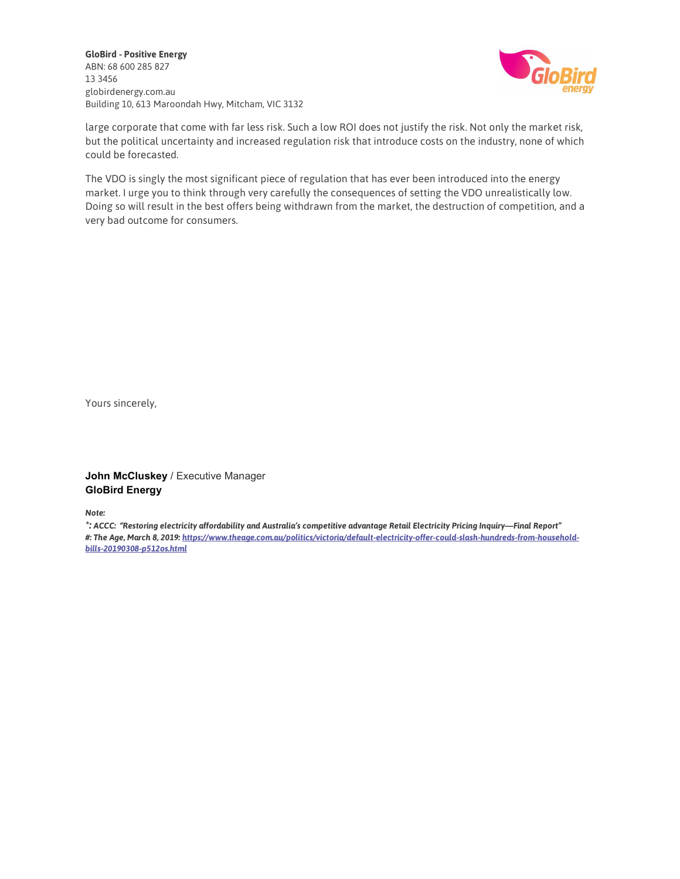**GloBird - Positive Energy**
ABN: 68 600 285 827
13 3456
globirdenergy.com.au
Building 10, 613 Maroondah Hwy, Mitcham, VIC 3132

large corporate that come with far less risk. Such a low ROI does not justify the risk. Not only the market risk, but the political uncertainty and increased regulation risk that introduce costs on the industry, none of which could be forecasted.

The VDO is singly the most significant piece of regulation that has ever been introduced into the energy market. I urge you to think through very carefully the consequences of setting the VDO unrealistically low. Doing so will result in the best offers being withdrawn from the market, the destruction of competition, and a very bad outcome for consumers.

Yours sincerely,

**John McCluskey** / Executive Manager
**GloBird Energy**

***Note:***
***\*: ACCC: "Restoring electricity affordability and Australia's competitive advantage Retail Electricity Pricing Inquiry—Final Report"***
***#: The Age, March 8, 2019: https://www.theage.com.au/politics/victoria/default-electricity-offer-could-slash-hundreds-from-household-bills-20190308-p512os.html***